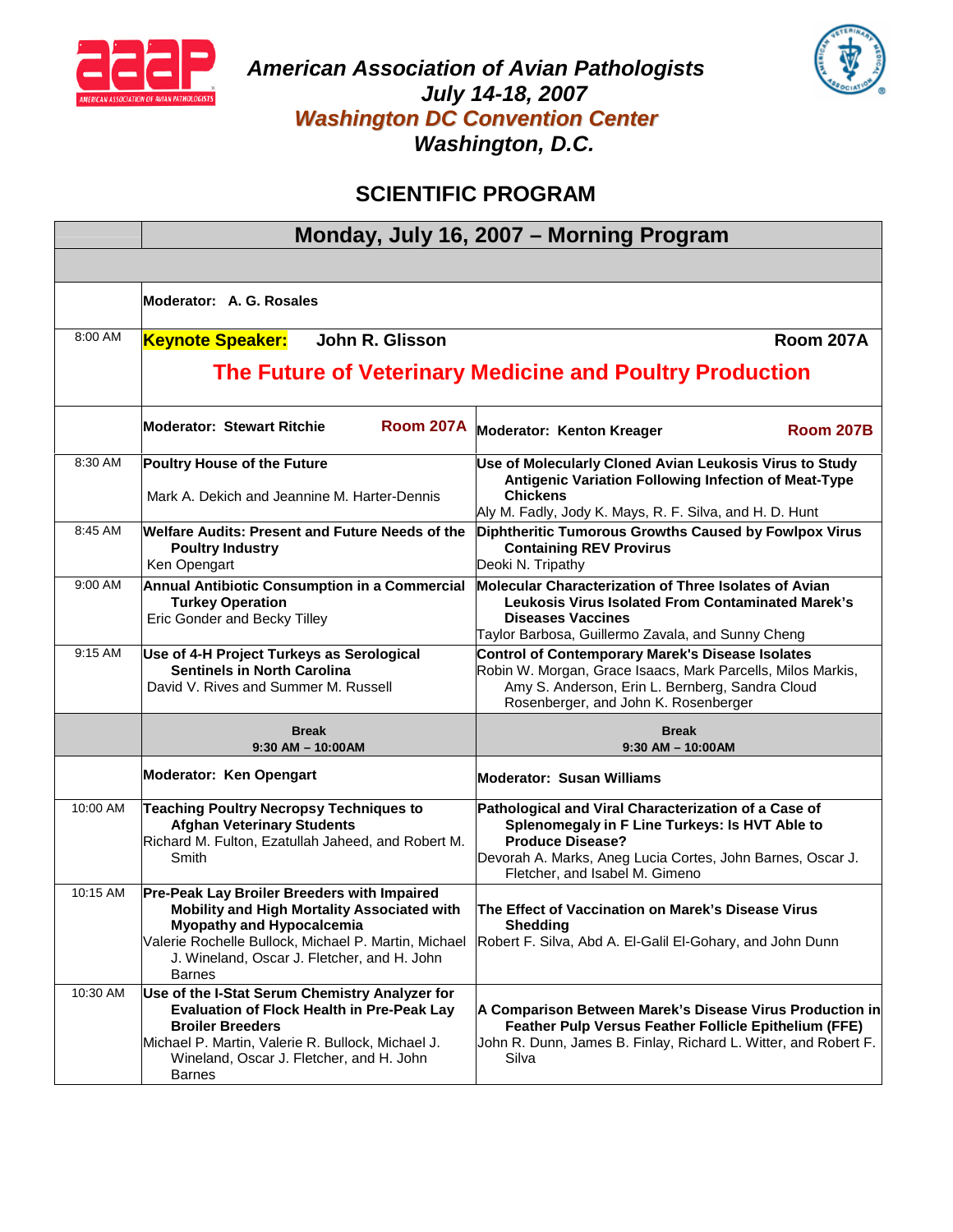# American Association of Avian Pathologists
## July 14-18, 2007
## Washington DC Convention Center
## Washington, D.C.

## SCIENTIFIC PROGRAM

| | Monday, July 16, 2007 – Morning Program | |
|---|---|---|
| | | |
| | **Moderator: A. G. Rosales** | |
| 8:00 AM | **Keynote Speaker: John R. Glisson** — Room 207A<br>**The Future of Veterinary Medicine and Poultry Production** | |
| | **Moderator: Stewart Ritchie** — **Room 207A** | **Moderator: Kenton Kreager** — **Room 207B** |
| 8:30 AM | **Poultry House of the Future**<br>Mark A. Dekich and Jeannine M. Harter-Dennis | **Use of Molecularly Cloned Avian Leukosis Virus to Study Antigenic Variation Following Infection of Meat-Type Chickens**<br>Aly M. Fadly, Jody K. Mays, R. F. Silva, and H. D. Hunt |
| 8:45 AM | **Welfare Audits: Present and Future Needs of the Poultry Industry**<br>Ken Opengart | **Diphtheritic Tumorous Growths Caused by Fowlpox Virus Containing REV Provirus**<br>Deoki N. Tripathy |
| 9:00 AM | **Annual Antibiotic Consumption in a Commercial Turkey Operation**<br>Eric Gonder and Becky Tilley | **Molecular Characterization of Three Isolates of Avian Leukosis Virus Isolated From Contaminated Marek's Diseases Vaccines**<br>Taylor Barbosa, Guillermo Zavala, and Sunny Cheng |
| 9:15 AM | **Use of 4-H Project Turkeys as Serological Sentinels in North Carolina**<br>David V. Rives and Summer M. Russell | **Control of Contemporary Marek's Disease Isolates**<br>Robin W. Morgan, Grace Isaacs, Mark Parcells, Milos Markis, Amy S. Anderson, Erin L. Bernberg, Sandra Cloud Rosenberger, and John K. Rosenberger |
| | **Break**<br>**9:30 AM – 10:00AM** | **Break**<br>**9:30 AM – 10:00AM** |
| | **Moderator: Ken Opengart** | **Moderator: Susan Williams** |
| 10:00 AM | **Teaching Poultry Necropsy Techniques to Afghan Veterinary Students**<br>Richard M. Fulton, Ezatullah Jaheed, and Robert M. Smith | **Pathological and Viral Characterization of a Case of Splenomegaly in F Line Turkeys: Is HVT Able to Produce Disease?**<br>Devorah A. Marks, Aneg Lucia Cortes, John Barnes, Oscar J. Fletcher, and Isabel M. Gimeno |
| 10:15 AM | **Pre-Peak Lay Broiler Breeders with Impaired Mobility and High Mortality Associated with Myopathy and Hypocalcemia**<br>Valerie Rochelle Bullock, Michael P. Martin, Michael J. Wineland, Oscar J. Fletcher, and H. John Barnes | **The Effect of Vaccination on Marek's Disease Virus Shedding**<br>Robert F. Silva, Abd A. El-Galil El-Gohary, and John Dunn |
| 10:30 AM | **Use of the I-Stat Serum Chemistry Analyzer for Evaluation of Flock Health in Pre-Peak Lay Broiler Breeders**<br>Michael P. Martin, Valerie R. Bullock, Michael J. Wineland, Oscar J. Fletcher, and H. John Barnes | **A Comparison Between Marek's Disease Virus Production in Feather Pulp Versus Feather Follicle Epithelium (FFE)**<br>John R. Dunn, James B. Finlay, Richard L. Witter, and Robert F. Silva |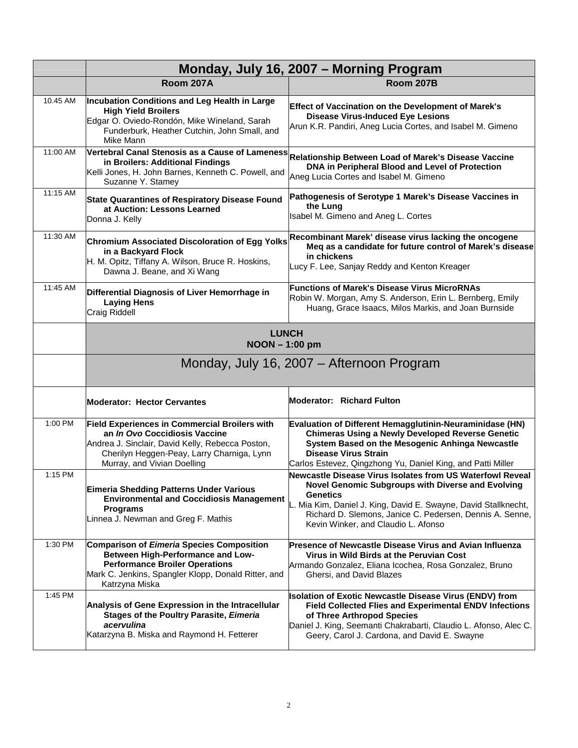| | Monday, July 16, 2007 – Morning Program | |
|---|---|---|
| | **Room 207A** | **Room 207B** |
| 10.45 AM | **Incubation Conditions and Leg Health in Large High Yield Broilers** Edgar O. Oviedo-Rondón, Mike Wineland, Sarah Funderburk, Heather Cutchin, John Small, and Mike Mann | **Effect of Vaccination on the Development of Marek's Disease Virus-Induced Eye Lesions** Arun K.R. Pandiri, Aneg Lucia Cortes, and Isabel M. Gimeno |
| 11:00 AM | **Vertebral Canal Stenosis as a Cause of Lameness in Broilers: Additional Findings** Kelli Jones, H. John Barnes, Kenneth C. Powell, and Suzanne Y. Stamey | **Relationship Between Load of Marek's Disease Vaccine DNA in Peripheral Blood and Level of Protection** Aneg Lucia Cortes and Isabel M. Gimeno |
| 11:15 AM | **State Quarantines of Respiratory Disease Found at Auction: Lessons Learned** Donna J. Kelly | **Pathogenesis of Serotype 1 Marek's Disease Vaccines in the Lung** Isabel M. Gimeno and Aneg L. Cortes |
| 11:30 AM | **Chromium Associated Discoloration of Egg Yolks in a Backyard Flock** H. M. Opitz, Tiffany A. Wilson, Bruce R. Hoskins, Dawna J. Beane, and Xi Wang | **Recombinant Marek' disease virus lacking the oncogene Meq as a candidate for future control of Marek's disease in chickens** Lucy F. Lee, Sanjay Reddy and Kenton Kreager |
| 11:45 AM | **Differential Diagnosis of Liver Hemorrhage in Laying Hens** Craig Riddell | **Functions of Marek's Disease Virus MicroRNAs** Robin W. Morgan, Amy S. Anderson, Erin L. Bernberg, Emily Huang, Grace Isaacs, Milos Markis, and Joan Burnside |
| | **LUNCH NOON – 1:00 pm** | |
| | Monday, July 16, 2007 – Afternoon Program | |
| | **Moderator: Hector Cervantes** | **Moderator: Richard Fulton** |
| 1:00 PM | **Field Experiences in Commercial Broilers with an *In Ovo* Coccidiosis Vaccine** Andrea J. Sinclair, David Kelly, Rebecca Poston, Cherilyn Heggen-Peay, Larry Charniga, Lynn Murray, and Vivian Doelling | **Evaluation of Different Hemagglutinin-Neuraminidase (HN) Chimeras Using a Newly Developed Reverse Genetic System Based on the Mesogenic Anhinga Newcastle Disease Virus Strain** Carlos Estevez, Qingzhong Yu, Daniel King, and Patti Miller |
| 1:15 PM | **Eimeria Shedding Patterns Under Various Environmental and Coccidiosis Management Programs** Linnea J. Newman and Greg F. Mathis | **Newcastle Disease Virus Isolates from US Waterfowl Reveal Novel Genomic Subgroups with Diverse and Evolving Genetics** L. Mia Kim, Daniel J. King, David E. Swayne, David Stallknecht, Richard D. Slemons, Janice C. Pedersen, Dennis A. Senne, Kevin Winker, and Claudio L. Afonso |
| 1:30 PM | **Comparison of *Eimeria* Species Composition Between High-Performance and Low-Performance Broiler Operations** Mark C. Jenkins, Spangler Klopp, Donald Ritter, and Katrzyna Miska | **Presence of Newcastle Disease Virus and Avian Influenza Virus in Wild Birds at the Peruvian Cost** Armando Gonzalez, Eliana Icochea, Rosa Gonzalez, Bruno Ghersi, and David Blazes |
| 1:45 PM | **Analysis of Gene Expression in the Intracellular Stages of the Poultry Parasite, *Eimeria acervulina*** Katarzyna B. Miska and Raymond H. Fetterer | **Isolation of Exotic Newcastle Disease Virus (ENDV) from Field Collected Flies and Experimental ENDV Infections of Three Arthropod Species** Daniel J. King, Seemanti Chakrabarti, Claudio L. Afonso, Alec C. Geery, Carol J. Cardona, and David E. Swayne |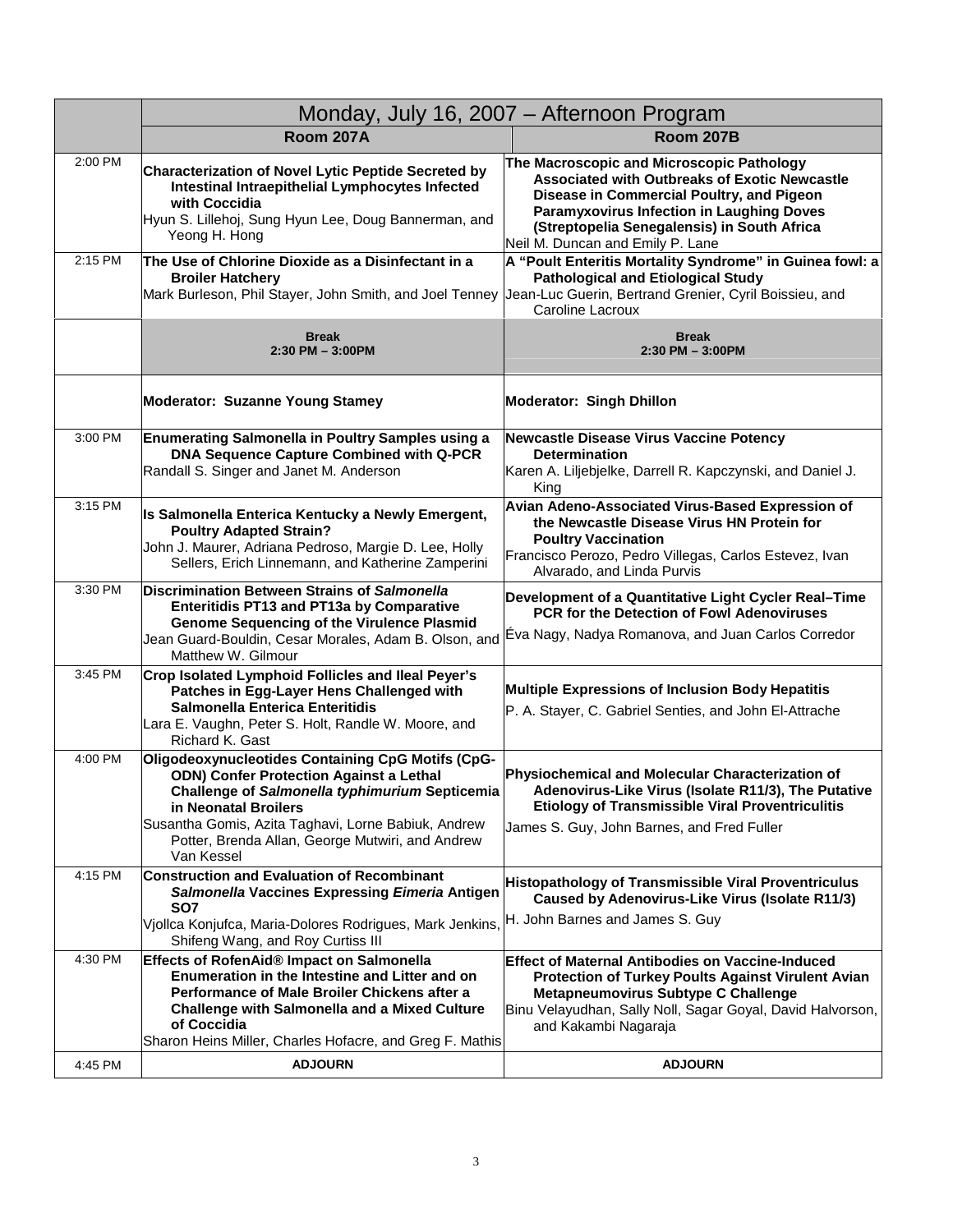| | Monday, July 16, 2007 – Afternoon Program | |
|---|---|---|
| | **Room 207A** | **Room 207B** |
| 2:00 PM | **Characterization of Novel Lytic Peptide Secreted by Intestinal Intraepithelial Lymphocytes Infected with Coccidia**<br>Hyun S. Lillehoj, Sung Hyun Lee, Doug Bannerman, and Yeong H. Hong | **The Macroscopic and Microscopic Pathology Associated with Outbreaks of Exotic Newcastle Disease in Commercial Poultry, and Pigeon Paramyxovirus Infection in Laughing Doves (Streptopelia Senegalensis) in South Africa**<br>Neil M. Duncan and Emily P. Lane |
| 2:15 PM | **The Use of Chlorine Dioxide as a Disinfectant in a Broiler Hatchery**<br>Mark Burleson, Phil Stayer, John Smith, and Joel Tenney | **A "Poult Enteritis Mortality Syndrome" in Guinea fowl: a Pathological and Etiological Study**<br>Jean-Luc Guerin, Bertrand Grenier, Cyril Boissieu, and Caroline Lacroux |
| | **Break**<br>**2:30 PM – 3:00PM** | **Break**<br>**2:30 PM – 3:00PM** |
| | **Moderator: Suzanne Young Stamey** | **Moderator: Singh Dhillon** |
| 3:00 PM | **Enumerating Salmonella in Poultry Samples using a DNA Sequence Capture Combined with Q-PCR**<br>Randall S. Singer and Janet M. Anderson | **Newcastle Disease Virus Vaccine Potency Determination**<br>Karen A. Liljebjelke, Darrell R. Kapczynski, and Daniel J. King |
| 3:15 PM | **Is Salmonella Enterica Kentucky a Newly Emergent, Poultry Adapted Strain?**<br>John J. Maurer, Adriana Pedroso, Margie D. Lee, Holly Sellers, Erich Linnemann, and Katherine Zamperini | **Avian Adeno-Associated Virus-Based Expression of the Newcastle Disease Virus HN Protein for Poultry Vaccination**<br>Francisco Perozo, Pedro Villegas, Carlos Estevez, Ivan Alvarado, and Linda Purvis |
| 3:30 PM | **Discrimination Between Strains of *Salmonella* Enteritidis PT13 and PT13a by Comparative Genome Sequencing of the Virulence Plasmid**<br>Jean Guard-Bouldin, Cesar Morales, Adam B. Olson, and Matthew W. Gilmour | **Development of a Quantitative Light Cycler Real–Time PCR for the Detection of Fowl Adenoviruses**<br>Éva Nagy, Nadya Romanova, and Juan Carlos Corredor |
| 3:45 PM | **Crop Isolated Lymphoid Follicles and Ileal Peyer's Patches in Egg-Layer Hens Challenged with Salmonella Enterica Enteritidis**<br>Lara E. Vaughn, Peter S. Holt, Randle W. Moore, and Richard K. Gast | **Multiple Expressions of Inclusion Body Hepatitis**<br>P. A. Stayer, C. Gabriel Senties, and John El-Attrache |
| 4:00 PM | **Oligodeoxynucleotides Containing CpG Motifs (CpG-ODN) Confer Protection Against a Lethal Challenge of *Salmonella typhimurium* Septicemia in Neonatal Broilers**<br>Susantha Gomis, Azita Taghavi, Lorne Babiuk, Andrew Potter, Brenda Allan, George Mutwiri, and Andrew Van Kessel | **Physiochemical and Molecular Characterization of Adenovirus-Like Virus (Isolate R11/3), The Putative Etiology of Transmissible Viral Proventriculitis**<br>James S. Guy, John Barnes, and Fred Fuller |
| 4:15 PM | **Construction and Evaluation of Recombinant *Salmonella* Vaccines Expressing *Eimeria* Antigen SO7**<br>Vjollca Konjufca, Maria-Dolores Rodrigues, Mark Jenkins, Shifeng Wang, and Roy Curtiss III | **Histopathology of Transmissible Viral Proventriculus Caused by Adenovirus-Like Virus (Isolate R11/3)**<br>H. John Barnes and James S. Guy |
| 4:30 PM | **Effects of RofenAid® Impact on Salmonella Enumeration in the Intestine and Litter and on Performance of Male Broiler Chickens after a Challenge with Salmonella and a Mixed Culture of Coccidia**<br>Sharon Heins Miller, Charles Hofacre, and Greg F. Mathis | **Effect of Maternal Antibodies on Vaccine-Induced Protection of Turkey Poults Against Virulent Avian Metapneumovirus Subtype C Challenge**<br>Binu Velayudhan, Sally Noll, Sagar Goyal, David Halvorson, and Kakambi Nagaraja |
| 4:45 PM | **ADJOURN** | **ADJOURN** |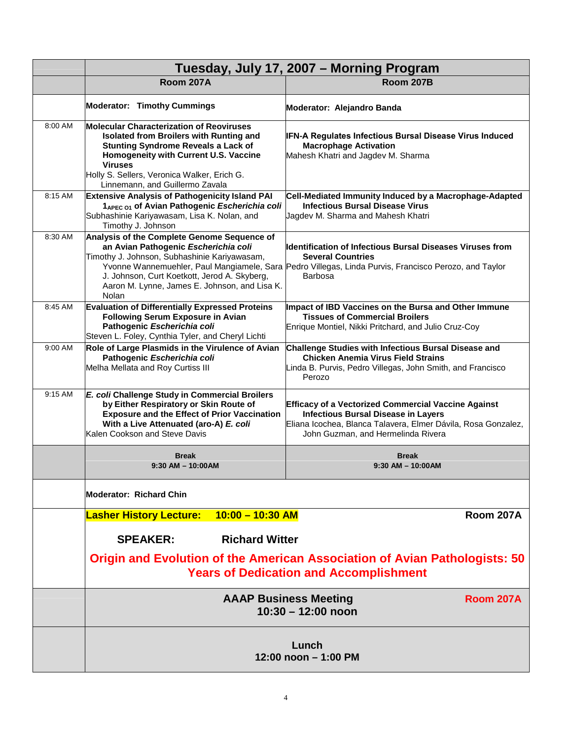| | Tuesday, July 17, 2007 – Morning Program | |
|---|---|---|
| | **Room 207A** | **Room 207B** |
| | **Moderator: Timothy Cummings** | **Moderator: Alejandro Banda** |
| 8:00 AM | **Molecular Characterization of Reoviruses Isolated from Broilers with Runting and Stunting Syndrome Reveals a Lack of Homogeneity with Current U.S. Vaccine Viruses** Holly S. Sellers, Veronica Walker, Erich G. Linnemann, and Guillermo Zavala | **IFN-A Regulates Infectious Bursal Disease Virus Induced Macrophage Activation** Mahesh Khatri and Jagdev M. Sharma |
| 8:15 AM | **Extensive Analysis of Pathogenicity Island PAI $1_{APEC\ O1}$ of Avian Pathogenic *Escherichia coli*** Subhashinie Kariyawasam, Lisa K. Nolan, and Timothy J. Johnson | **Cell-Mediated Immunity Induced by a Macrophage-Adapted Infectious Bursal Disease Virus** Jagdev M. Sharma and Mahesh Khatri |
| 8:30 AM | **Analysis of the Complete Genome Sequence of an Avian Pathogenic *Escherichia coli*** Timothy J. Johnson, Subhashinie Kariyawasam, Yvonne Wannemuehler, Paul Mangiamele, Sara J. Johnson, Curt Koetkott, Jerod A. Skyberg, Aaron M. Lynne, James E. Johnson, and Lisa K. Nolan | **Identification of Infectious Bursal Diseases Viruses from Several Countries** Pedro Villegas, Linda Purvis, Francisco Perozo, and Taylor Barbosa |
| 8:45 AM | **Evaluation of Differentially Expressed Proteins Following Serum Exposure in Avian Pathogenic *Escherichia coli*** Steven L. Foley, Cynthia Tyler, and Cheryl Lichti | **Impact of IBD Vaccines on the Bursa and Other Immune Tissues of Commercial Broilers** Enrique Montiel, Nikki Pritchard, and Julio Cruz-Coy |
| 9:00 AM | **Role of Large Plasmids in the Virulence of Avian Pathogenic *Escherichia coli*** Melha Mellata and Roy Curtiss III | **Challenge Studies with Infectious Bursal Disease and Chicken Anemia Virus Field Strains** Linda B. Purvis, Pedro Villegas, John Smith, and Francisco Perozo |
| 9:15 AM | ***E. coli* Challenge Study in Commercial Broilers by Either Respiratory or Skin Route of Exposure and the Effect of Prior Vaccination With a Live Attenuated (aro-A) *E. coli*** Kalen Cookson and Steve Davis | **Efficacy of a Vectorized Commercial Vaccine Against Infectious Bursal Disease in Layers** Eliana Icochea, Blanca Talavera, Elmer Dávila, Rosa Gonzalez, John Guzman, and Hermelinda Rivera |
| | **Break** 9:30 AM – 10:00AM | **Break** 9:30 AM – 10:00AM |
| | **Moderator: Richard Chin** | |
| | **Lasher History Lecture: 10:00 – 10:30 AM** — **Room 207A** **SPEAKER: Richard Witter** **Origin and Evolution of the American Association of Avian Pathologists: 50 Years of Dedication and Accomplishment** | |
| | **AAAP Business Meeting** 10:30 – 12:00 noon — **Room 207A** | |
| | **Lunch** 12:00 noon – 1:00 PM | |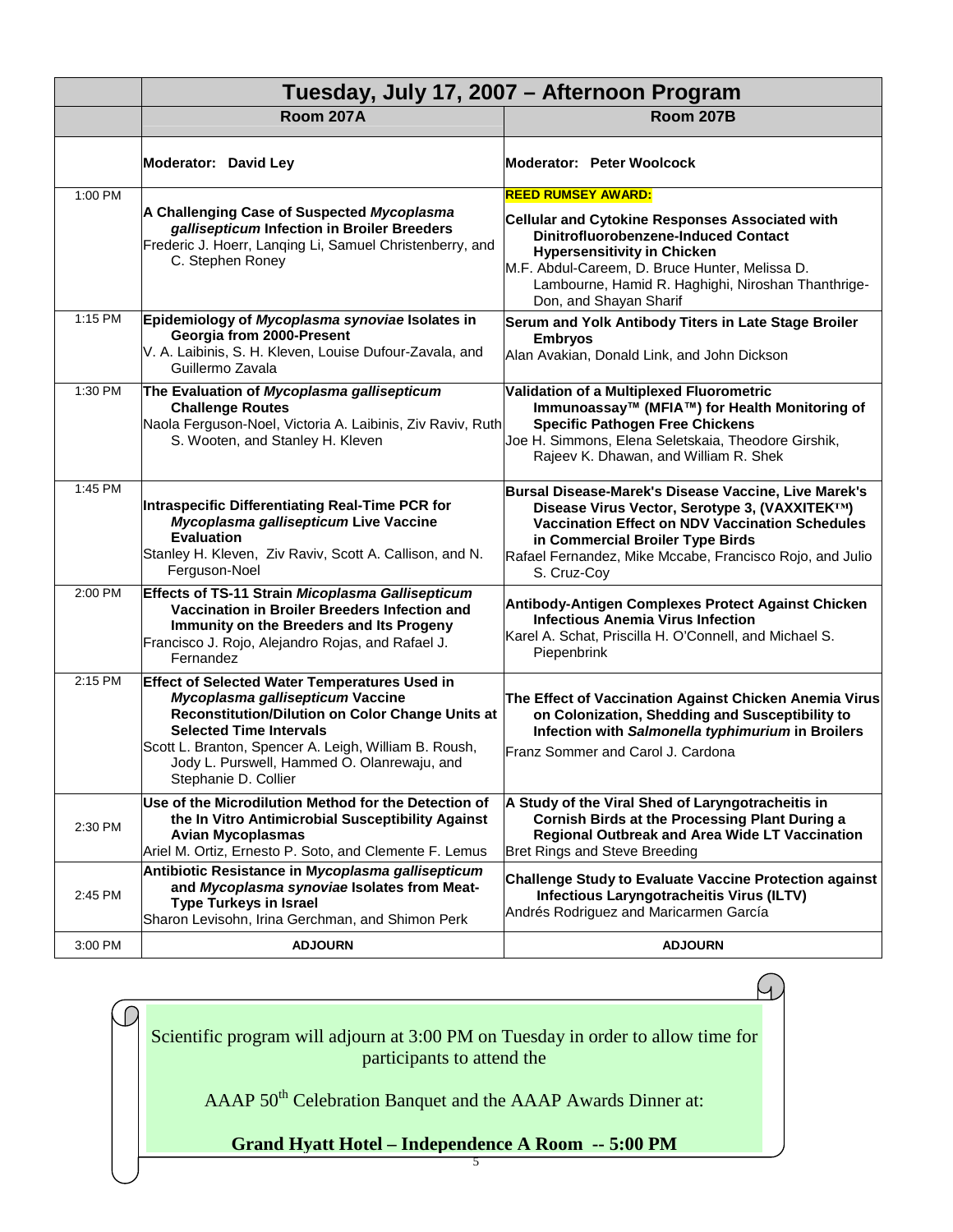| | Tuesday, July 17, 2007 – Afternoon Program | |
|---|---|---|
| | **Room 207A** | **Room 207B** |
| | **Moderator: David Ley** | **Moderator: Peter Woolcock** |
| 1:00 PM | **A Challenging Case of Suspected *Mycoplasma gallisepticum* Infection in Broiler Breeders** Frederic J. Hoerr, Lanqing Li, Samuel Christenberry, and C. Stephen Roney | **REED RUMSEY AWARD:** **Cellular and Cytokine Responses Associated with Dinitrofluorobenzene-Induced Contact Hypersensitivity in Chicken** M.F. Abdul-Careem, D. Bruce Hunter, Melissa D. Lambourne, Hamid R. Haghighi, Niroshan Thanthrige-Don, and Shayan Sharif |
| 1:15 PM | **Epidemiology of *Mycoplasma synoviae* Isolates in Georgia from 2000-Present** V. A. Laibinis, S. H. Kleven, Louise Dufour-Zavala, and Guillermo Zavala | **Serum and Yolk Antibody Titers in Late Stage Broiler Embryos** Alan Avakian, Donald Link, and John Dickson |
| 1:30 PM | **The Evaluation of *Mycoplasma gallisepticum* Challenge Routes** Naola Ferguson-Noel, Victoria A. Laibinis, Ziv Raviv, Ruth S. Wooten, and Stanley H. Kleven | **Validation of a Multiplexed Fluorometric Immunoassay™ (MFIA™) for Health Monitoring of Specific Pathogen Free Chickens** Joe H. Simmons, Elena Seletskaia, Theodore Girshik, Rajeev K. Dhawan, and William R. Shek |
| 1:45 PM | **Intraspecific Differentiating Real-Time PCR for *Mycoplasma gallisepticum* Live Vaccine Evaluation** Stanley H. Kleven, Ziv Raviv, Scott A. Callison, and N. Ferguson-Noel | **Bursal Disease-Marek's Disease Vaccine, Live Marek's Disease Virus Vector, Serotype 3, (VAXXITEK™) Vaccination Effect on NDV Vaccination Schedules in Commercial Broiler Type Birds** Rafael Fernandez, Mike Mccabe, Francisco Rojo, and Julio S. Cruz-Coy |
| 2:00 PM | **Effects of TS-11 Strain *Micoplasma Gallisepticum* Vaccination in Broiler Breeders Infection and Immunity on the Breeders and Its Progeny** Francisco J. Rojo, Alejandro Rojas, and Rafael J. Fernandez | **Antibody-Antigen Complexes Protect Against Chicken Infectious Anemia Virus Infection** Karel A. Schat, Priscilla H. O'Connell, and Michael S. Piepenbrink |
| 2:15 PM | **Effect of Selected Water Temperatures Used in *Mycoplasma gallisepticum* Vaccine Reconstitution/Dilution on Color Change Units at Selected Time Intervals** Scott L. Branton, Spencer A. Leigh, William B. Roush, Jody L. Purswell, Hammed O. Olanrewaju, and Stephanie D. Collier | **The Effect of Vaccination Against Chicken Anemia Virus on Colonization, Shedding and Susceptibility to Infection with *Salmonella typhimurium* in Broilers** Franz Sommer and Carol J. Cardona |
| 2:30 PM | **Use of the Microdilution Method for the Detection of the In Vitro Antimicrobial Susceptibility Against Avian Mycoplasmas** Ariel M. Ortiz, Ernesto P. Soto, and Clemente F. Lemus | **A Study of the Viral Shed of Laryngotracheitis in Cornish Birds at the Processing Plant During a Regional Outbreak and Area Wide LT Vaccination** Bret Rings and Steve Breeding |
| 2:45 PM | **Antibiotic Resistance in *Mycoplasma gallisepticum* and *Mycoplasma synoviae* Isolates from Meat-Type Turkeys in Israel** Sharon Levisohn, Irina Gerchman, and Shimon Perk | **Challenge Study to Evaluate Vaccine Protection against Infectious Laryngotracheitis Virus (ILTV)** Andrés Rodriguez and Maricarmen García |
| 3:00 PM | **ADJOURN** | **ADJOURN** |

Scientific program will adjourn at 3:00 PM on Tuesday in order to allow time for participants to attend the

AAAP 50th Celebration Banquet and the AAAP Awards Dinner at:

**Grand Hyatt Hotel – Independence A Room -- 5:00 PM**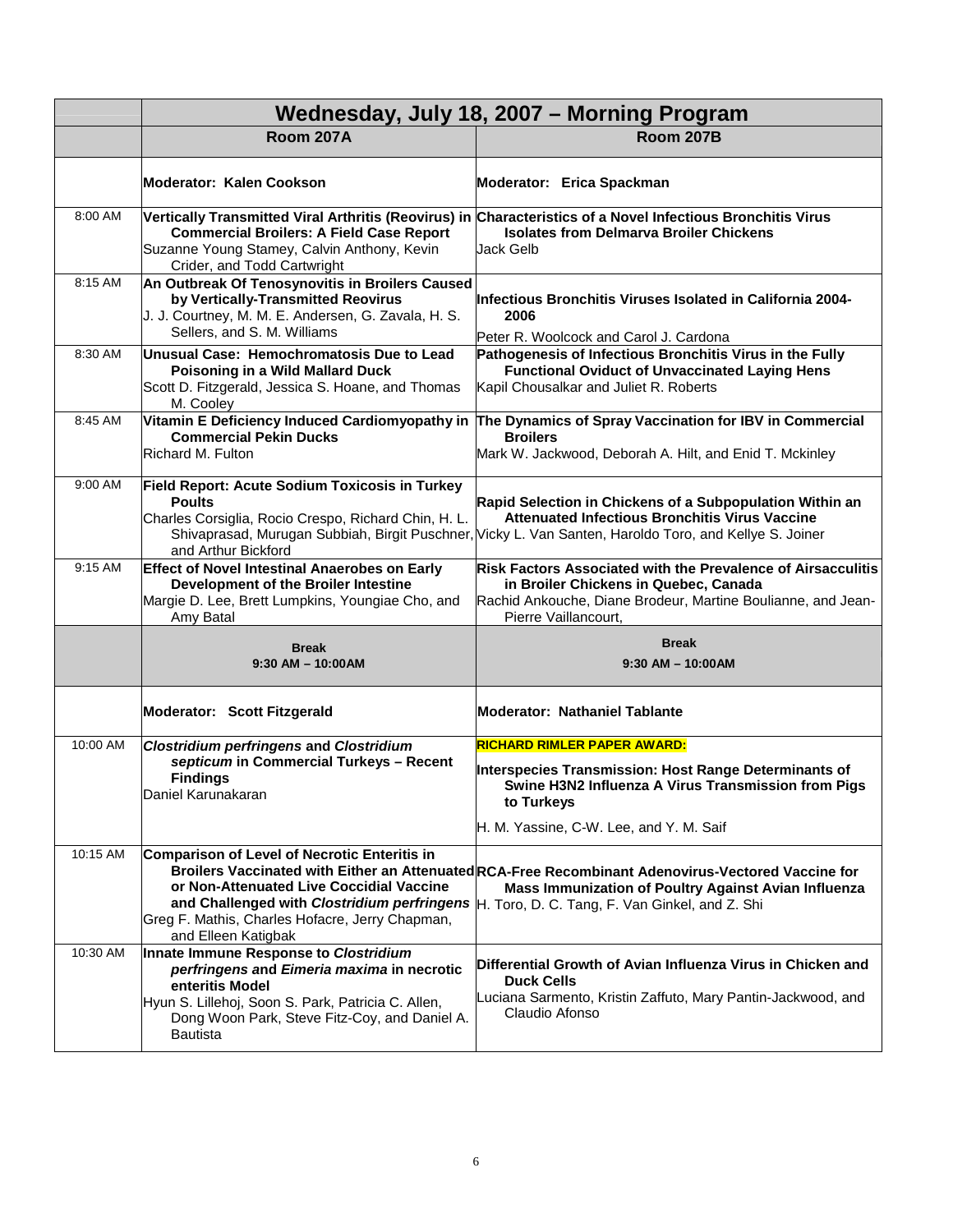| | Wednesday, July 18, 2007 – Morning Program | |
|---|---|---|
| | **Room 207A** | **Room 207B** |
| | **Moderator: Kalen Cookson** | **Moderator: Erica Spackman** |
| 8:00 AM | **Vertically Transmitted Viral Arthritis (Reovirus) in Commercial Broilers: A Field Case Report** Suzanne Young Stamey, Calvin Anthony, Kevin Crider, and Todd Cartwright | **Characteristics of a Novel Infectious Bronchitis Virus Isolates from Delmarva Broiler Chickens** Jack Gelb |
| 8:15 AM | **An Outbreak Of Tenosynovitis in Broilers Caused by Vertically-Transmitted Reovirus** J. J. Courtney, M. M. E. Andersen, G. Zavala, H. S. Sellers, and S. M. Williams | **Infectious Bronchitis Viruses Isolated in California 2004-2006** Peter R. Woolcock and Carol J. Cardona |
| 8:30 AM | **Unusual Case: Hemochromatosis Due to Lead Poisoning in a Wild Mallard Duck** Scott D. Fitzgerald, Jessica S. Hoane, and Thomas M. Cooley | **Pathogenesis of Infectious Bronchitis Virus in the Fully Functional Oviduct of Unvaccinated Laying Hens** Kapil Chousalkar and Juliet R. Roberts |
| 8:45 AM | **Vitamin E Deficiency Induced Cardiomyopathy in Commercial Pekin Ducks** Richard M. Fulton | **The Dynamics of Spray Vaccination for IBV in Commercial Broilers** Mark W. Jackwood, Deborah A. Hilt, and Enid T. Mckinley |
| 9:00 AM | **Field Report: Acute Sodium Toxicosis in Turkey Poults** Charles Corsiglia, Rocio Crespo, Richard Chin, H. L. Shivaprasad, Murugan Subbiah, Birgit Puschner, and Arthur Bickford | **Rapid Selection in Chickens of a Subpopulation Within an Attenuated Infectious Bronchitis Virus Vaccine** Vicky L. Van Santen, Haroldo Toro, and Kellye S. Joiner |
| 9:15 AM | **Effect of Novel Intestinal Anaerobes on Early Development of the Broiler Intestine** Margie D. Lee, Brett Lumpkins, Youngiae Cho, and Amy Batal | **Risk Factors Associated with the Prevalence of Airsacculitis in Broiler Chickens in Quebec, Canada** Rachid Ankouche, Diane Brodeur, Martine Boulianne, and Jean-Pierre Vaillancourt, |
| | **Break** **9:30 AM – 10:00AM** | **Break** **9:30 AM – 10:00AM** |
| | **Moderator: Scott Fitzgerald** | **Moderator: Nathaniel Tablante** |
| 10:00 AM | ***Clostridium perfringens* and *Clostridium septicum* in Commercial Turkeys – Recent Findings** Daniel Karunakaran | **RICHARD RIMLER PAPER AWARD:** **Interspecies Transmission: Host Range Determinants of Swine H3N2 Influenza A Virus Transmission from Pigs to Turkeys** H. M. Yassine, C-W. Lee, and Y. M. Saif |
| 10:15 AM | **Comparison of Level of Necrotic Enteritis in Broilers Vaccinated with Either an Attenuated or Non-Attenuated Live Coccidial Vaccine and Challenged with *Clostridium perfringens*** Greg F. Mathis, Charles Hofacre, Jerry Chapman, and Elleen Katigbak | **RCA-Free Recombinant Adenovirus-Vectored Vaccine for Mass Immunization of Poultry Against Avian Influenza** H. Toro, D. C. Tang, F. Van Ginkel, and Z. Shi |
| 10:30 AM | **Innate Immune Response to *Clostridium perfringens* and *Eimeria maxima* in necrotic enteritis Model** Hyun S. Lillehoj, Soon S. Park, Patricia C. Allen, Dong Woon Park, Steve Fitz-Coy, and Daniel A. Bautista | **Differential Growth of Avian Influenza Virus in Chicken and Duck Cells** Luciana Sarmento, Kristin Zaffuto, Mary Pantin-Jackwood, and Claudio Afonso |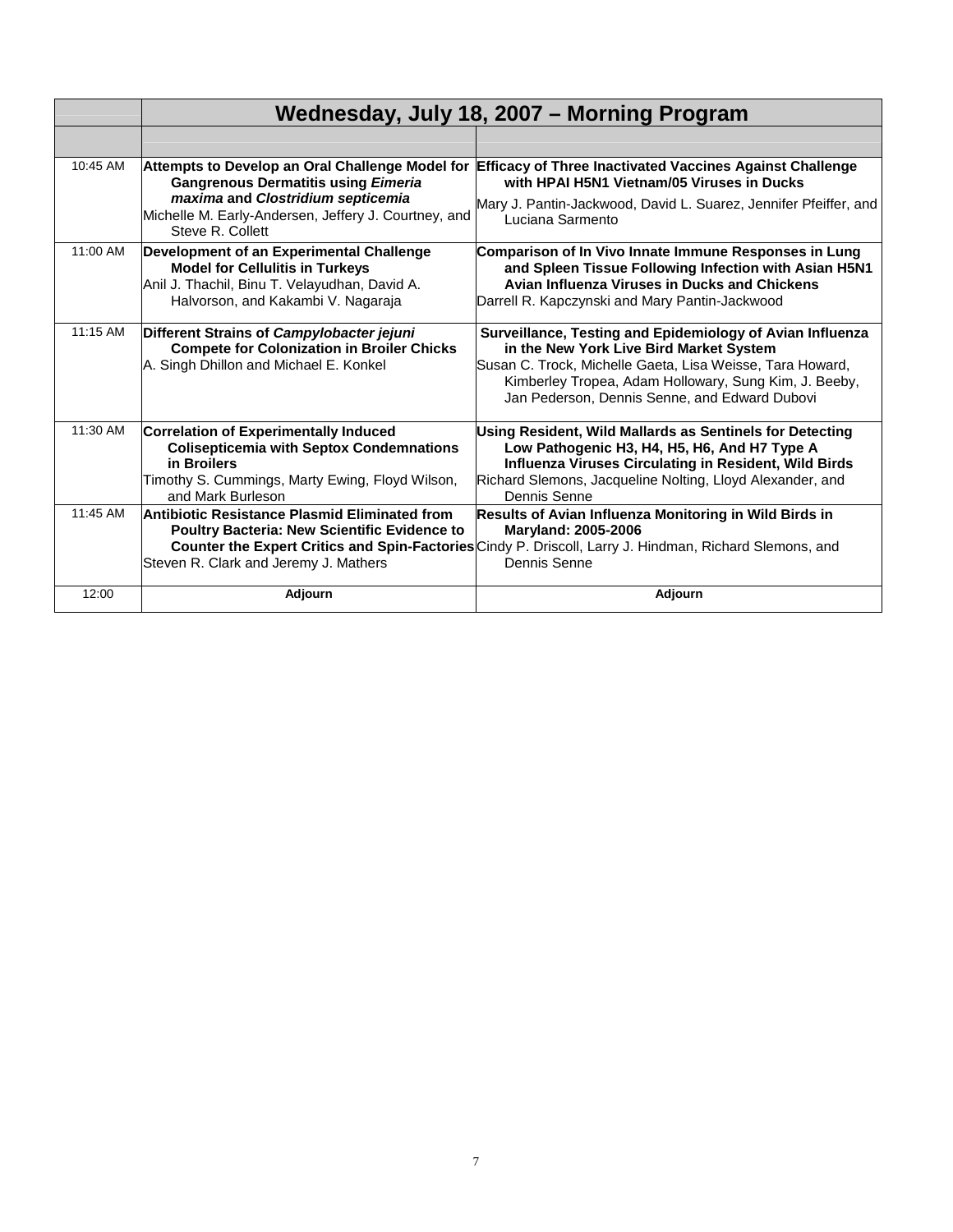| | Wednesday, July 18, 2007 – Morning Program | |
|---|---|---|
| | | |
| 10:45 AM | **Attempts to Develop an Oral Challenge Model for Gangrenous Dermatitis using *Eimeria maxima* and *Clostridium septicemia***<br>Michelle M. Early-Andersen, Jeffery J. Courtney, and Steve R. Collett | **Efficacy of Three Inactivated Vaccines Against Challenge with HPAI H5N1 Vietnam/05 Viruses in Ducks**<br>Mary J. Pantin-Jackwood, David L. Suarez, Jennifer Pfeiffer, and Luciana Sarmento |
| 11:00 AM | **Development of an Experimental Challenge Model for Cellulitis in Turkeys**<br>Anil J. Thachil, Binu T. Velayudhan, David A. Halvorson, and Kakambi V. Nagaraja | **Comparison of In Vivo Innate Immune Responses in Lung and Spleen Tissue Following Infection with Asian H5N1 Avian Influenza Viruses in Ducks and Chickens**<br>Darrell R. Kapczynski and Mary Pantin-Jackwood |
| 11:15 AM | **Different Strains of *Campylobacter jejuni* Compete for Colonization in Broiler Chicks**<br>A. Singh Dhillon and Michael E. Konkel | **Surveillance, Testing and Epidemiology of Avian Influenza in the New York Live Bird Market System**<br>Susan C. Trock, Michelle Gaeta, Lisa Weisse, Tara Howard, Kimberley Tropea, Adam Holloway, Sung Kim, J. Beeby, Jan Pederson, Dennis Senne, and Edward Dubovi |
| 11:30 AM | **Correlation of Experimentally Induced Colisepticemia with Septox Condemnations in Broilers**<br>Timothy S. Cummings, Marty Ewing, Floyd Wilson, and Mark Burleson | **Using Resident, Wild Mallards as Sentinels for Detecting Low Pathogenic H3, H4, H5, H6, And H7 Type A Influenza Viruses Circulating in Resident, Wild Birds**<br>Richard Slemons, Jacqueline Nolting, Lloyd Alexander, and Dennis Senne |
| 11:45 AM | **Antibiotic Resistance Plasmid Eliminated from Poultry Bacteria: New Scientific Evidence to Counter the Expert Critics and Spin-Factories**<br>Steven R. Clark and Jeremy J. Mathers | **Results of Avian Influenza Monitoring in Wild Birds in Maryland: 2005-2006**<br>Cindy P. Driscoll, Larry J. Hindman, Richard Slemons, and Dennis Senne |
| 12:00 | **Adjourn** | **Adjourn** |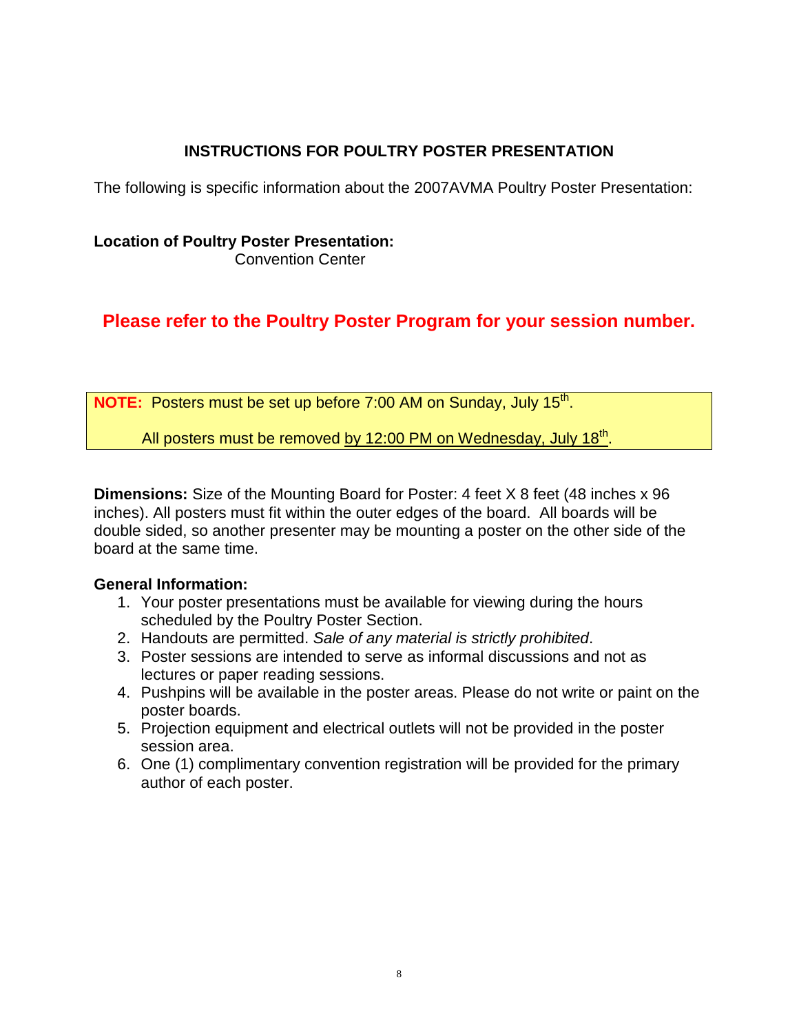# INSTRUCTIONS FOR POULTRY POSTER PRESENTATION

The following is specific information about the 2007AVMA Poultry Poster Presentation:

**Location of Poultry Poster Presentation:**
Convention Center

## Please refer to the Poultry Poster Program for your session number.

**NOTE:** Posters must be set up before 7:00 AM on Sunday, July 15th.

All posters must be removed by 12:00 PM on Wednesday, July 18th.

**Dimensions:** Size of the Mounting Board for Poster: 4 feet X 8 feet (48 inches x 96 inches). All posters must fit within the outer edges of the board. All boards will be double sided, so another presenter may be mounting a poster on the other side of the board at the same time.

**General Information:**

1. Your poster presentations must be available for viewing during the hours scheduled by the Poultry Poster Section.
2. Handouts are permitted. *Sale of any material is strictly prohibited*.
3. Poster sessions are intended to serve as informal discussions and not as lectures or paper reading sessions.
4. Pushpins will be available in the poster areas. Please do not write or paint on the poster boards.
5. Projection equipment and electrical outlets will not be provided in the poster session area.
6. One (1) complimentary convention registration will be provided for the primary author of each poster.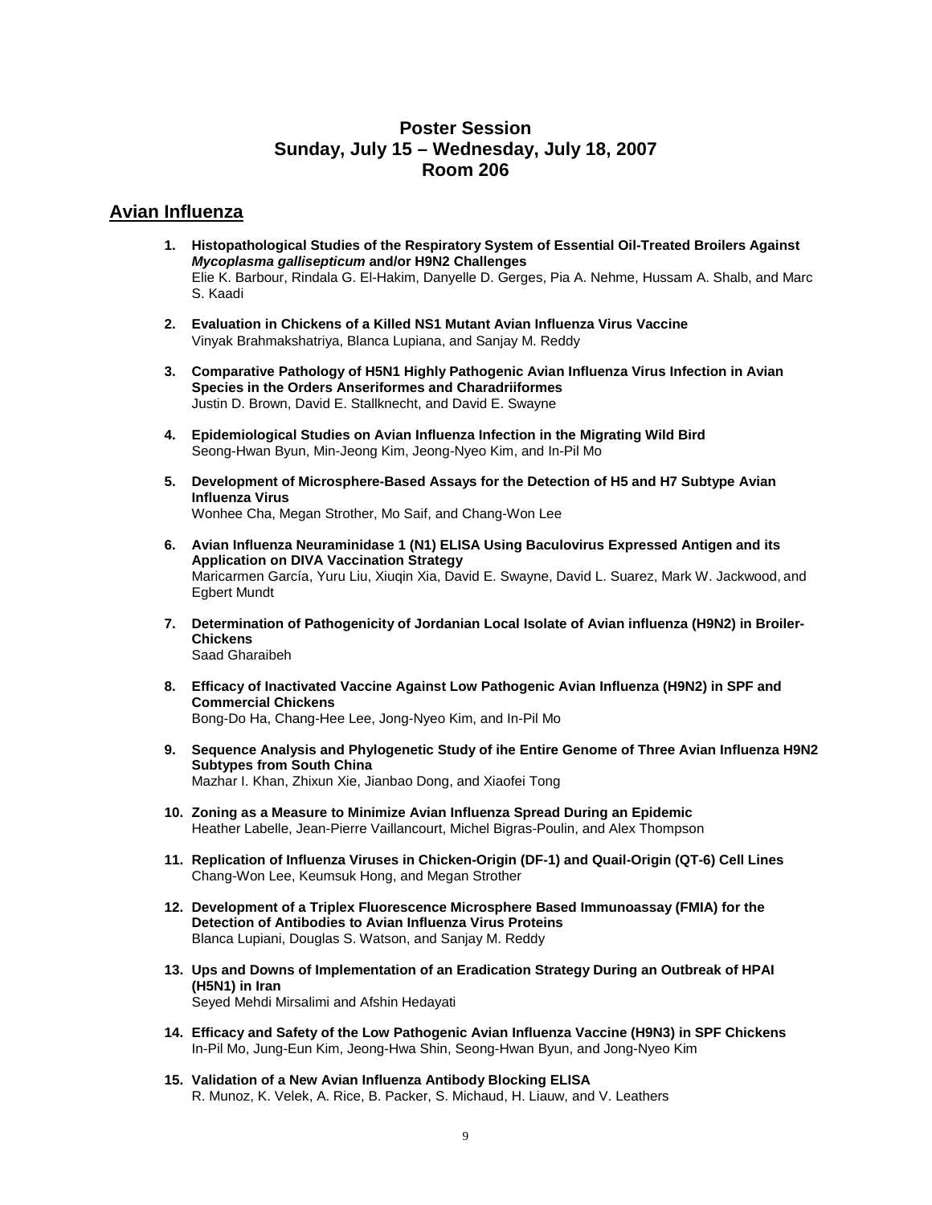# Poster Session
## Sunday, July 15 – Wednesday, July 18, 2007
## Room 206

## Avian Influenza

1. **Histopathological Studies of the Respiratory System of Essential Oil-Treated Broilers Against *Mycoplasma gallisepticum* and/or H9N2 Challenges**
   Elie K. Barbour, Rindala G. El-Hakim, Danyelle D. Gerges, Pia A. Nehme, Hussam A. Shalb, and Marc S. Kaadi

2. **Evaluation in Chickens of a Killed NS1 Mutant Avian Influenza Virus Vaccine**
   Vinyak Brahmakshatriya, Blanca Lupiana, and Sanjay M. Reddy

3. **Comparative Pathology of H5N1 Highly Pathogenic Avian Influenza Virus Infection in Avian Species in the Orders Anseriformes and Charadriiformes**
   Justin D. Brown, David E. Stallknecht, and David E. Swayne

4. **Epidemiological Studies on Avian Influenza Infection in the Migrating Wild Bird**
   Seong-Hwan Byun, Min-Jeong Kim, Jeong-Nyeo Kim, and In-Pil Mo

5. **Development of Microsphere-Based Assays for the Detection of H5 and H7 Subtype Avian Influenza Virus**
   Wonhee Cha, Megan Strother, Mo Saif, and Chang-Won Lee

6. **Avian Influenza Neuraminidase 1 (N1) ELISA Using Baculovirus Expressed Antigen and its Application on DIVA Vaccination Strategy**
   Maricarmen García, Yuru Liu, Xiuqin Xia, David E. Swayne, David L. Suarez, Mark W. Jackwood, and Egbert Mundt

7. **Determination of Pathogenicity of Jordanian Local Isolate of Avian influenza (H9N2) in Broiler-Chickens**
   Saad Gharaibeh

8. **Efficacy of Inactivated Vaccine Against Low Pathogenic Avian Influenza (H9N2) in SPF and Commercial Chickens**
   Bong-Do Ha, Chang-Hee Lee, Jong-Nyeo Kim, and In-Pil Mo

9. **Sequence Analysis and Phylogenetic Study of ihe Entire Genome of Three Avian Influenza H9N2 Subtypes from South China**
   Mazhar I. Khan, Zhixun Xie, Jianbao Dong, and Xiaofei Tong

10. **Zoning as a Measure to Minimize Avian Influenza Spread During an Epidemic**
    Heather Labelle, Jean-Pierre Vaillancourt, Michel Bigras-Poulin, and Alex Thompson

11. **Replication of Influenza Viruses in Chicken-Origin (DF-1) and Quail-Origin (QT-6) Cell Lines**
    Chang-Won Lee, Keumsuk Hong, and Megan Strother

12. **Development of a Triplex Fluorescence Microsphere Based Immunoassay (FMIA) for the Detection of Antibodies to Avian Influenza Virus Proteins**
    Blanca Lupiani, Douglas S. Watson, and Sanjay M. Reddy

13. **Ups and Downs of Implementation of an Eradication Strategy During an Outbreak of HPAI (H5N1) in Iran**
    Seyed Mehdi Mirsalimi and Afshin Hedayati

14. **Efficacy and Safety of the Low Pathogenic Avian Influenza Vaccine (H9N3) in SPF Chickens**
    In-Pil Mo, Jung-Eun Kim, Jeong-Hwa Shin, Seong-Hwan Byun, and Jong-Nyeo Kim

15. **Validation of a New Avian Influenza Antibody Blocking ELISA**
    R. Munoz, K. Velek, A. Rice, B. Packer, S. Michaud, H. Liauw, and V. Leathers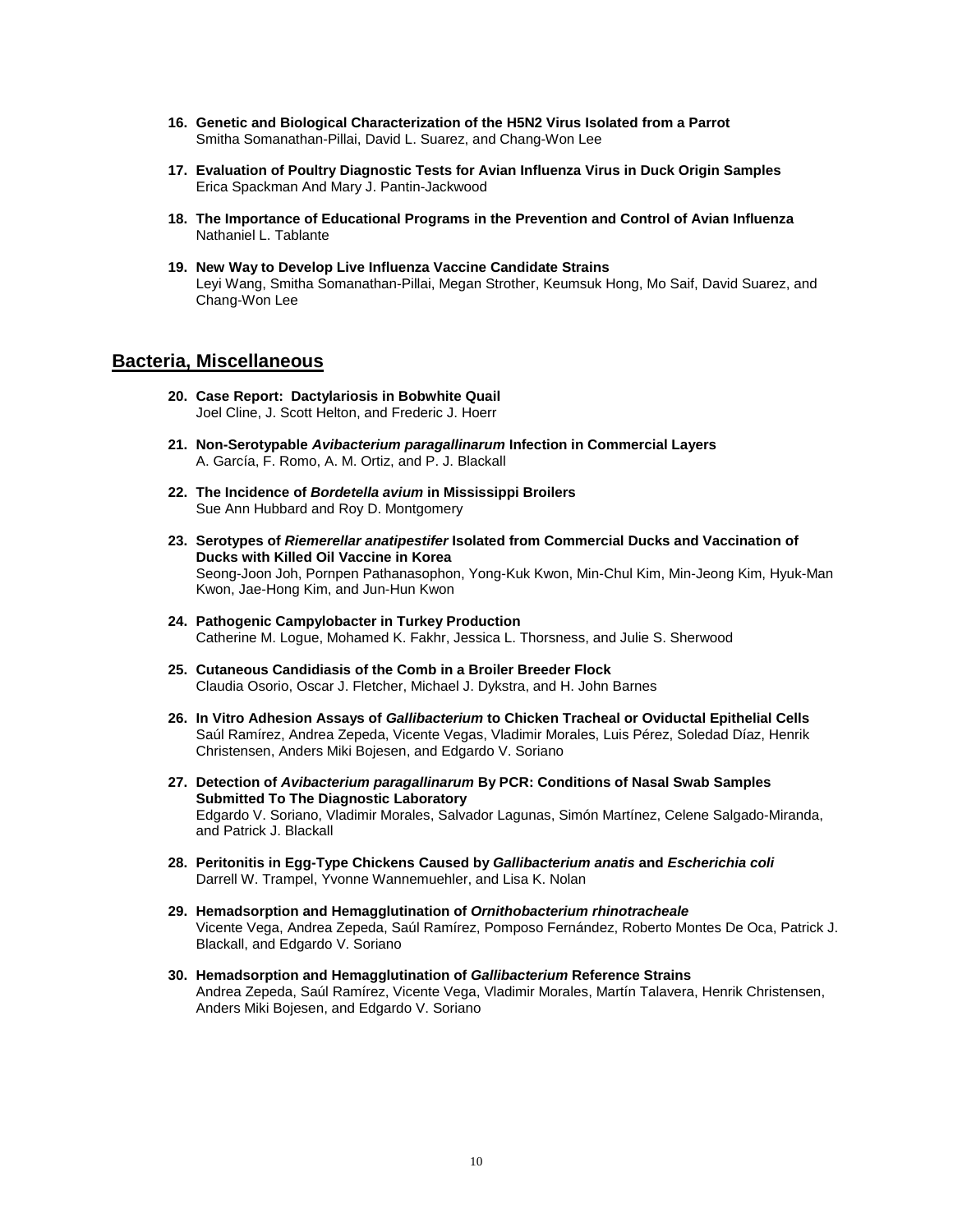16. **Genetic and Biological Characterization of the H5N2 Virus Isolated from a Parrot**
    Smitha Somanathan-Pillai, David L. Suarez, and Chang-Won Lee

17. **Evaluation of Poultry Diagnostic Tests for Avian Influenza Virus in Duck Origin Samples**
    Erica Spackman And Mary J. Pantin-Jackwood

18. **The Importance of Educational Programs in the Prevention and Control of Avian Influenza**
    Nathaniel L. Tablante

19. **New Way to Develop Live Influenza Vaccine Candidate Strains**
    Leyi Wang, Smitha Somanathan-Pillai, Megan Strother, Keumsuk Hong, Mo Saif, David Suarez, and Chang-Won Lee

## Bacteria, Miscellaneous

20. **Case Report: Dactylariosis in Bobwhite Quail**
    Joel Cline, J. Scott Helton, and Frederic J. Hoerr

21. **Non-Serotypable *Avibacterium paragallinarum* Infection in Commercial Layers**
    A. García, F. Romo, A. M. Ortiz, and P. J. Blackall

22. **The Incidence of *Bordetella avium* in Mississippi Broilers**
    Sue Ann Hubbard and Roy D. Montgomery

23. **Serotypes of *Riemerellar anatipestifer* Isolated from Commercial Ducks and Vaccination of Ducks with Killed Oil Vaccine in Korea**
    Seong-Joon Joh, Pornpen Pathanasophon, Yong-Kuk Kwon, Min-Chul Kim, Min-Jeong Kim, Hyuk-Man Kwon, Jae-Hong Kim, and Jun-Hun Kwon

24. **Pathogenic Campylobacter in Turkey Production**
    Catherine M. Logue, Mohamed K. Fakhr, Jessica L. Thorsness, and Julie S. Sherwood

25. **Cutaneous Candidiasis of the Comb in a Broiler Breeder Flock**
    Claudia Osorio, Oscar J. Fletcher, Michael J. Dykstra, and H. John Barnes

26. **In Vitro Adhesion Assays of *Gallibacterium* to Chicken Tracheal or Oviductal Epithelial Cells**
    Saúl Ramírez, Andrea Zepeda, Vicente Vegas, Vladimir Morales, Luis Pérez, Soledad Díaz, Henrik Christensen, Anders Miki Bojesen, and Edgardo V. Soriano

27. **Detection of *Avibacterium paragallinarum* By PCR: Conditions of Nasal Swab Samples Submitted To The Diagnostic Laboratory**
    Edgardo V. Soriano, Vladimir Morales, Salvador Lagunas, Simón Martínez, Celene Salgado-Miranda, and Patrick J. Blackall

28. **Peritonitis in Egg-Type Chickens Caused by *Gallibacterium anatis* and *Escherichia coli***
    Darrell W. Trampel, Yvonne Wannemuehler, and Lisa K. Nolan

29. **Hemadsorption and Hemagglutination of *Ornithobacterium rhinotracheale***
    Vicente Vega, Andrea Zepeda, Saúl Ramírez, Pomposo Fernández, Roberto Montes De Oca, Patrick J. Blackall, and Edgardo V. Soriano

30. **Hemadsorption and Hemagglutination of *Gallibacterium* Reference Strains**
    Andrea Zepeda, Saúl Ramírez, Vicente Vega, Vladimir Morales, Martín Talavera, Henrik Christensen, Anders Miki Bojesen, and Edgardo V. Soriano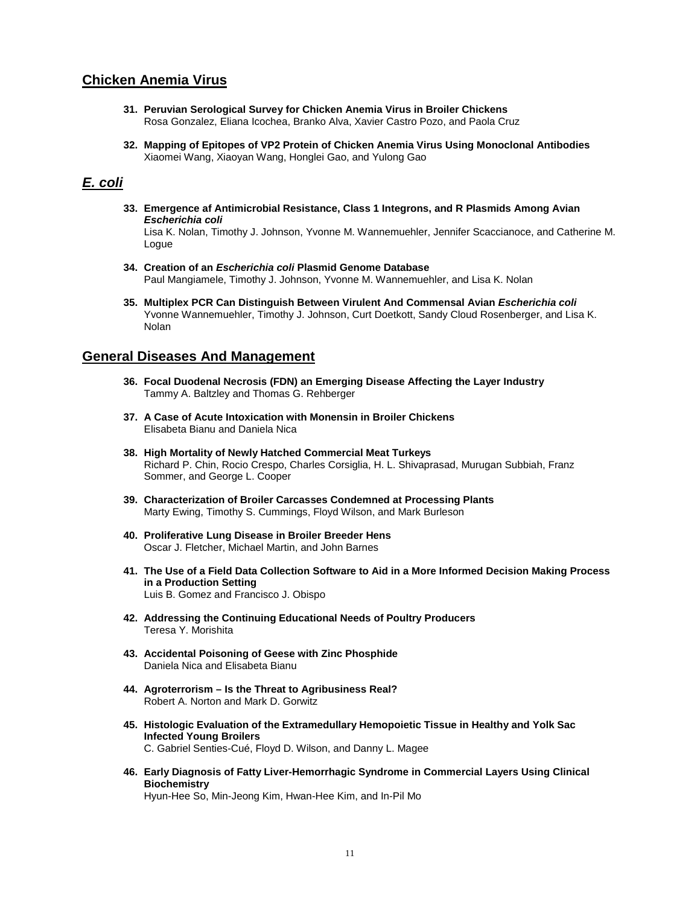## Chicken Anemia Virus

**31. Peruvian Serological Survey for Chicken Anemia Virus in Broiler Chickens**
Rosa Gonzalez, Eliana Icochea, Branko Alva, Xavier Castro Pozo, and Paola Cruz

**32. Mapping of Epitopes of VP2 Protein of Chicken Anemia Virus Using Monoclonal Antibodies**
Xiaomei Wang, Xiaoyan Wang, Honglei Gao, and Yulong Gao

## *E. coli*

**33. Emergence af Antimicrobial Resistance, Class 1 Integrons, and R Plasmids Among Avian *Escherichia coli***
Lisa K. Nolan, Timothy J. Johnson, Yvonne M. Wannemuehler, Jennifer Scaccianoce, and Catherine M. Logue

**34. Creation of an *Escherichia coli* Plasmid Genome Database**
Paul Mangiamele, Timothy J. Johnson, Yvonne M. Wannemuehler, and Lisa K. Nolan

**35. Multiplex PCR Can Distinguish Between Virulent And Commensal Avian *Escherichia coli***
Yvonne Wannemuehler, Timothy J. Johnson, Curt Doetkott, Sandy Cloud Rosenberger, and Lisa K. Nolan

## General Diseases And Management

**36. Focal Duodenal Necrosis (FDN) an Emerging Disease Affecting the Layer Industry**
Tammy A. Baltzley and Thomas G. Rehberger

**37. A Case of Acute Intoxication with Monensin in Broiler Chickens**
Elisabeta Bianu and Daniela Nica

**38. High Mortality of Newly Hatched Commercial Meat Turkeys**
Richard P. Chin, Rocio Crespo, Charles Corsiglia, H. L. Shivaprasad, Murugan Subbiah, Franz Sommer, and George L. Cooper

**39. Characterization of Broiler Carcasses Condemned at Processing Plants**
Marty Ewing, Timothy S. Cummings, Floyd Wilson, and Mark Burleson

**40. Proliferative Lung Disease in Broiler Breeder Hens**
Oscar J. Fletcher, Michael Martin, and John Barnes

**41. The Use of a Field Data Collection Software to Aid in a More Informed Decision Making Process in a Production Setting**
Luis B. Gomez and Francisco J. Obispo

**42. Addressing the Continuing Educational Needs of Poultry Producers**
Teresa Y. Morishita

**43. Accidental Poisoning of Geese with Zinc Phosphide**
Daniela Nica and Elisabeta Bianu

**44. Agroterrorism – Is the Threat to Agribusiness Real?**
Robert A. Norton and Mark D. Gorwitz

**45. Histologic Evaluation of the Extramedullary Hemopoietic Tissue in Healthy and Yolk Sac Infected Young Broilers**
C. Gabriel Senties-Cué, Floyd D. Wilson, and Danny L. Magee

**46. Early Diagnosis of Fatty Liver-Hemorrhagic Syndrome in Commercial Layers Using Clinical Biochemistry**
Hyun-Hee So, Min-Jeong Kim, Hwan-Hee Kim, and In-Pil Mo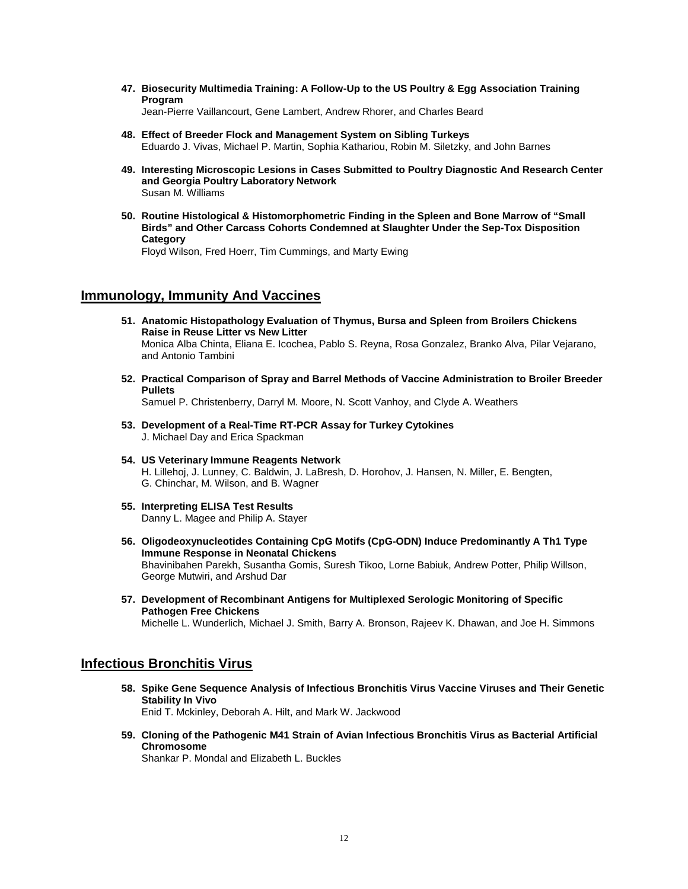47. **Biosecurity Multimedia Training: A Follow-Up to the US Poultry & Egg Association Training Program**
    Jean-Pierre Vaillancourt, Gene Lambert, Andrew Rhorer, and Charles Beard

48. **Effect of Breeder Flock and Management System on Sibling Turkeys**
    Eduardo J. Vivas, Michael P. Martin, Sophia Kathariou, Robin M. Siletzky, and John Barnes

49. **Interesting Microscopic Lesions in Cases Submitted to Poultry Diagnostic And Research Center and Georgia Poultry Laboratory Network**
    Susan M. Williams

50. **Routine Histological & Histomorphometric Finding in the Spleen and Bone Marrow of "Small Birds" and Other Carcass Cohorts Condemned at Slaughter Under the Sep-Tox Disposition Category**
    Floyd Wilson, Fred Hoerr, Tim Cummings, and Marty Ewing

## Immunology, Immunity And Vaccines

51. **Anatomic Histopathology Evaluation of Thymus, Bursa and Spleen from Broilers Chickens Raise in Reuse Litter vs New Litter**
    Monica Alba Chinta, Eliana E. Icochea, Pablo S. Reyna, Rosa Gonzalez, Branko Alva, Pilar Vejarano, and Antonio Tambini

52. **Practical Comparison of Spray and Barrel Methods of Vaccine Administration to Broiler Breeder Pullets**
    Samuel P. Christenberry, Darryl M. Moore, N. Scott Vanhoy, and Clyde A. Weathers

53. **Development of a Real-Time RT-PCR Assay for Turkey Cytokines**
    J. Michael Day and Erica Spackman

54. **US Veterinary Immune Reagents Network**
    H. Lillehoj, J. Lunney, C. Baldwin, J. LaBresh, D. Horohov, J. Hansen, N. Miller, E. Bengten, G. Chinchar, M. Wilson, and B. Wagner

55. **Interpreting ELISA Test Results**
    Danny L. Magee and Philip A. Stayer

56. **Oligodeoxynucleotides Containing CpG Motifs (CpG-ODN) Induce Predominantly A Th1 Type Immune Response in Neonatal Chickens**
    Bhavinibahen Parekh, Susantha Gomis, Suresh Tikoo, Lorne Babiuk, Andrew Potter, Philip Willson, George Mutwiri, and Arshud Dar

57. **Development of Recombinant Antigens for Multiplexed Serologic Monitoring of Specific Pathogen Free Chickens**
    Michelle L. Wunderlich, Michael J. Smith, Barry A. Bronson, Rajeev K. Dhawan, and Joe H. Simmons

## Infectious Bronchitis Virus

58. **Spike Gene Sequence Analysis of Infectious Bronchitis Virus Vaccine Viruses and Their Genetic Stability In Vivo**
    Enid T. Mckinley, Deborah A. Hilt, and Mark W. Jackwood

59. **Cloning of the Pathogenic M41 Strain of Avian Infectious Bronchitis Virus as Bacterial Artificial Chromosome**
    Shankar P. Mondal and Elizabeth L. Buckles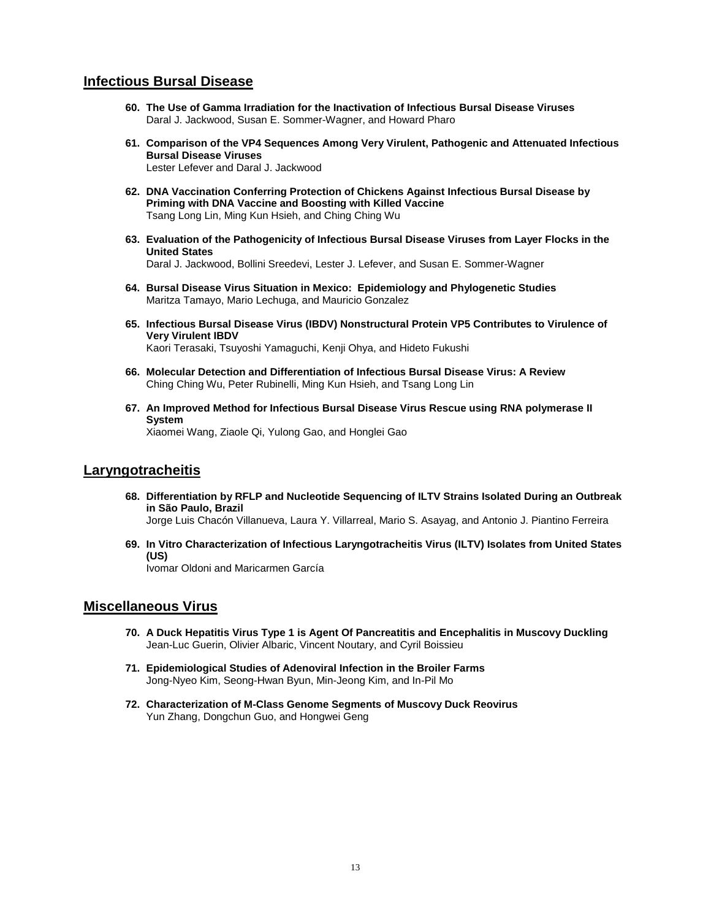## Infectious Bursal Disease

60. **The Use of Gamma Irradiation for the Inactivation of Infectious Bursal Disease Viruses**
    Daral J. Jackwood, Susan E. Sommer-Wagner, and Howard Pharo

61. **Comparison of the VP4 Sequences Among Very Virulent, Pathogenic and Attenuated Infectious Bursal Disease Viruses**
    Lester Lefever and Daral J. Jackwood

62. **DNA Vaccination Conferring Protection of Chickens Against Infectious Bursal Disease by Priming with DNA Vaccine and Boosting with Killed Vaccine**
    Tsang Long Lin, Ming Kun Hsieh, and Ching Ching Wu

63. **Evaluation of the Pathogenicity of Infectious Bursal Disease Viruses from Layer Flocks in the United States**
    Daral J. Jackwood, Bollini Sreedevi, Lester J. Lefever, and Susan E. Sommer-Wagner

64. **Bursal Disease Virus Situation in Mexico: Epidemiology and Phylogenetic Studies**
    Maritza Tamayo, Mario Lechuga, and Mauricio Gonzalez

65. **Infectious Bursal Disease Virus (IBDV) Nonstructural Protein VP5 Contributes to Virulence of Very Virulent IBDV**
    Kaori Terasaki, Tsuyoshi Yamaguchi, Kenji Ohya, and Hideto Fukushi

66. **Molecular Detection and Differentiation of Infectious Bursal Disease Virus: A Review**
    Ching Ching Wu, Peter Rubinelli, Ming Kun Hsieh, and Tsang Long Lin

67. **An Improved Method for Infectious Bursal Disease Virus Rescue using RNA polymerase II System**
    Xiaomei Wang, Ziaole Qi, Yulong Gao, and Honglei Gao

## Laryngotracheitis

68. **Differentiation by RFLP and Nucleotide Sequencing of ILTV Strains Isolated During an Outbreak in São Paulo, Brazil**
    Jorge Luis Chacón Villanueva, Laura Y. Villarreal, Mario S. Asayag, and Antonio J. Piantino Ferreira

69. **In Vitro Characterization of Infectious Laryngotracheitis Virus (ILTV) Isolates from United States (US)**
    Ivomar Oldoni and Maricarmen García

## Miscellaneous Virus

70. **A Duck Hepatitis Virus Type 1 is Agent Of Pancreatitis and Encephalitis in Muscovy Duckling**
    Jean-Luc Guerin, Olivier Albaric, Vincent Noutary, and Cyril Boissieu

71. **Epidemiological Studies of Adenoviral Infection in the Broiler Farms**
    Jong-Nyeo Kim, Seong-Hwan Byun, Min-Jeong Kim, and In-Pil Mo

72. **Characterization of M-Class Genome Segments of Muscovy Duck Reovirus**
    Yun Zhang, Dongchun Guo, and Hongwei Geng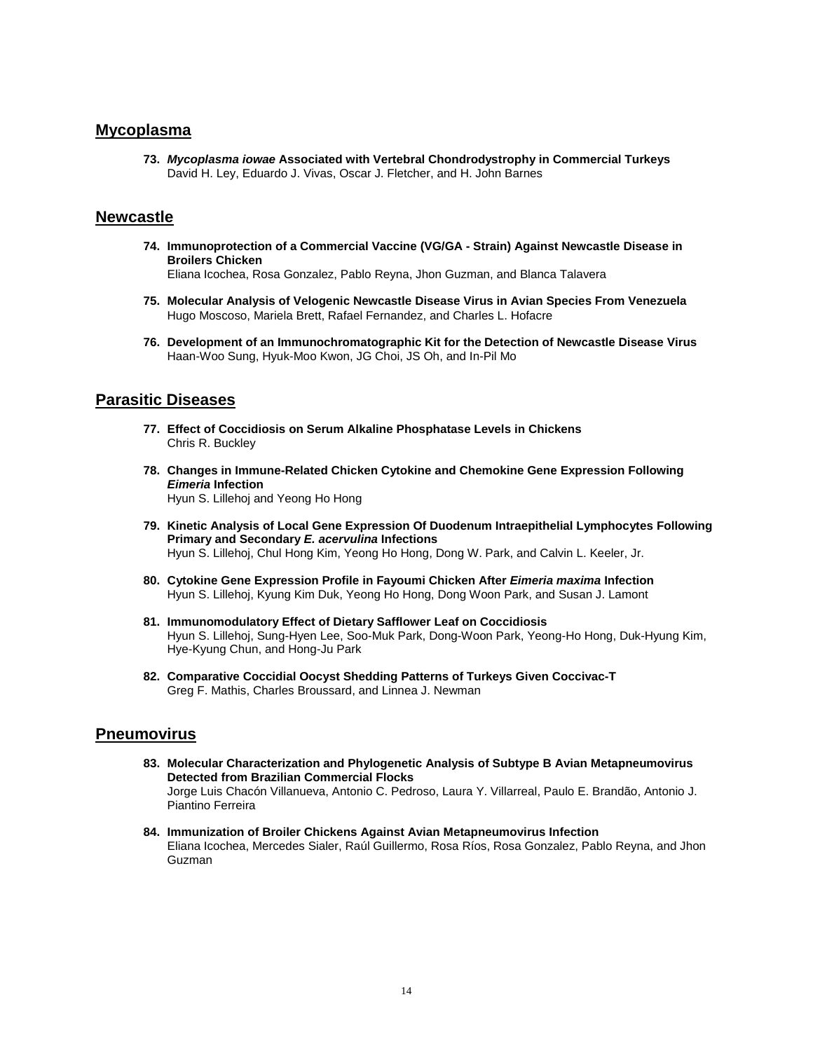## Mycoplasma

73. ***Mycoplasma iowae*** **Associated with Vertebral Chondrodystrophy in Commercial Turkeys**
David H. Ley, Eduardo J. Vivas, Oscar J. Fletcher, and H. John Barnes

## Newcastle

74. **Immunoprotection of a Commercial Vaccine (VG/GA - Strain) Against Newcastle Disease in Broilers Chicken**
Eliana Icochea, Rosa Gonzalez, Pablo Reyna, Jhon Guzman, and Blanca Talavera

75. **Molecular Analysis of Velogenic Newcastle Disease Virus in Avian Species From Venezuela**
Hugo Moscoso, Mariela Brett, Rafael Fernandez, and Charles L. Hofacre

76. **Development of an Immunochromatographic Kit for the Detection of Newcastle Disease Virus**
Haan-Woo Sung, Hyuk-Moo Kwon, JG Choi, JS Oh, and In-Pil Mo

## Parasitic Diseases

77. **Effect of Coccidiosis on Serum Alkaline Phosphatase Levels in Chickens**
Chris R. Buckley

78. **Changes in Immune-Related Chicken Cytokine and Chemokine Gene Expression Following** ***Eimeria*** **Infection**
Hyun S. Lillehoj and Yeong Ho Hong

79. **Kinetic Analysis of Local Gene Expression Of Duodenum Intraepithelial Lymphocytes Following Primary and Secondary** ***E. acervulina*** **Infections**
Hyun S. Lillehoj, Chul Hong Kim, Yeong Ho Hong, Dong W. Park, and Calvin L. Keeler, Jr.

80. **Cytokine Gene Expression Profile in Fayoumi Chicken After** ***Eimeria maxima*** **Infection**
Hyun S. Lillehoj, Kyung Kim Duk, Yeong Ho Hong, Dong Woon Park, and Susan J. Lamont

81. **Immunomodulatory Effect of Dietary Safflower Leaf on Coccidiosis**
Hyun S. Lillehoj, Sung-Hyen Lee, Soo-Muk Park, Dong-Woon Park, Yeong-Ho Hong, Duk-Hyung Kim, Hye-Kyung Chun, and Hong-Ju Park

82. **Comparative Coccidial Oocyst Shedding Patterns of Turkeys Given Coccivac-T**
Greg F. Mathis, Charles Broussard, and Linnea J. Newman

## Pneumovirus

83. **Molecular Characterization and Phylogenetic Analysis of Subtype B Avian Metapneumovirus Detected from Brazilian Commercial Flocks**
Jorge Luis Chacón Villanueva, Antonio C. Pedroso, Laura Y. Villarreal, Paulo E. Brandão, Antonio J. Piantino Ferreira

84. **Immunization of Broiler Chickens Against Avian Metapneumovirus Infection**
Eliana Icochea, Mercedes Sialer, Raúl Guillermo, Rosa Ríos, Rosa Gonzalez, Pablo Reyna, and Jhon Guzman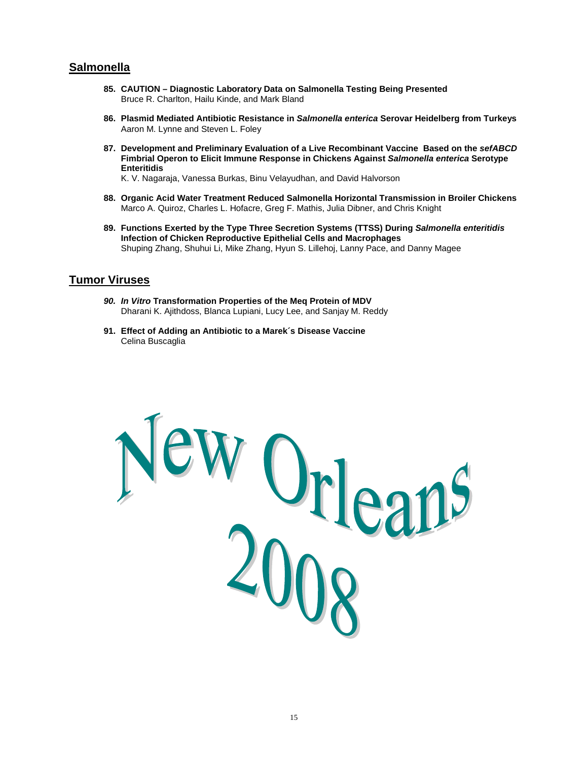## Salmonella

85. **CAUTION – Diagnostic Laboratory Data on Salmonella Testing Being Presented**
    Bruce R. Charlton, Hailu Kinde, and Mark Bland

86. **Plasmid Mediated Antibiotic Resistance in *Salmonella enterica* Serovar Heidelberg from Turkeys**
    Aaron M. Lynne and Steven L. Foley

87. **Development and Preliminary Evaluation of a Live Recombinant Vaccine Based on the *sefABCD* Fimbrial Operon to Elicit Immune Response in Chickens Against *Salmonella enterica* Serotype Enteritidis**
    K. V. Nagaraja, Vanessa Burkas, Binu Velayudhan, and David Halvorson

88. **Organic Acid Water Treatment Reduced Salmonella Horizontal Transmission in Broiler Chickens**
    Marco A. Quiroz, Charles L. Hofacre, Greg F. Mathis, Julia Dibner, and Chris Knight

89. **Functions Exerted by the Type Three Secretion Systems (TTSS) During *Salmonella enteritidis* Infection of Chicken Reproductive Epithelial Cells and Macrophages**
    Shuping Zhang, Shuhui Li, Mike Zhang, Hyun S. Lillehoj, Lanny Pace, and Danny Magee

## Tumor Viruses

90. ***In Vitro* Transformation Properties of the Meq Protein of MDV**
    Dharani K. Ajithdoss, Blanca Lupiani, Lucy Lee, and Sanjay M. Reddy

91. **Effect of Adding an Antibiotic to a Marek´s Disease Vaccine**
    Celina Buscaglia

New Orleans 2008